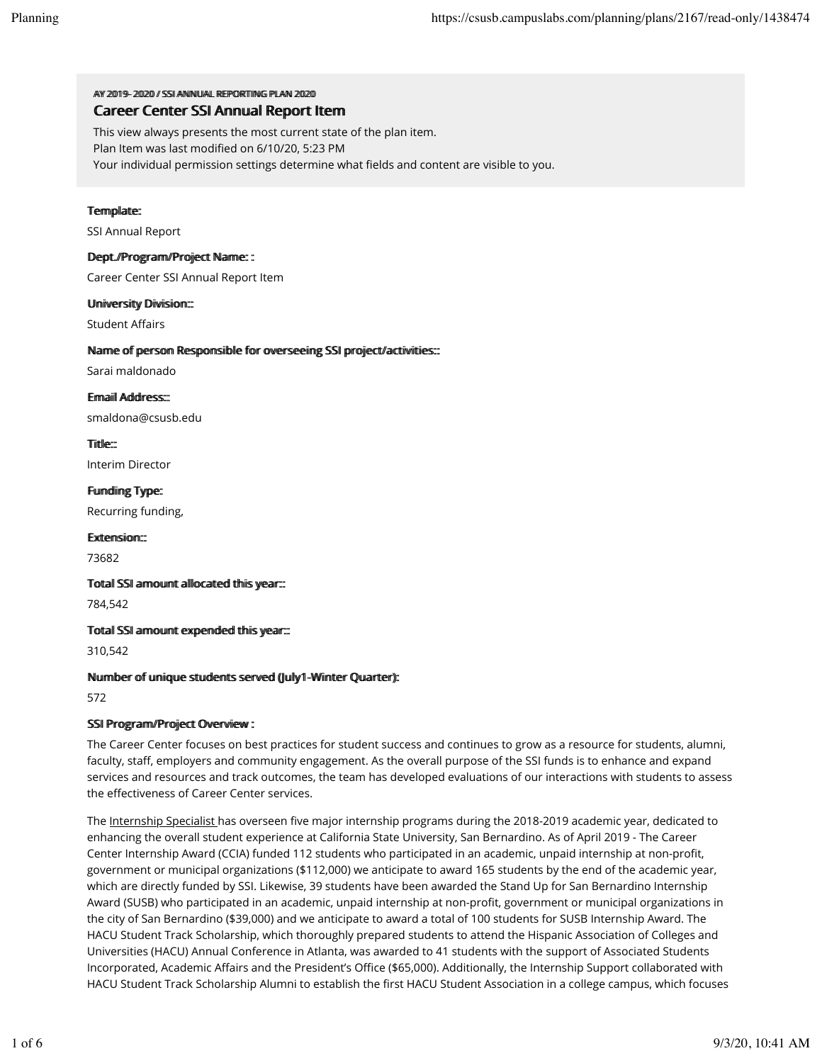AY 2019- 2020 / SSI ANNUAL REPORTING PLAN 2020

## Career Center SSI Annual Report Item

This view always presents the most current state of the plan item.
Plan Item was last modified on 6/10/20, 5:23 PM
Your individual permission settings determine what fields and content are visible to you.

**Template:**

SSI Annual Report

**Dept./Program/Project Name: :**

Career Center SSI Annual Report Item

**University Division:::**

Student Affairs

**Name of person Responsible for overseeing SSI project/activities:::**

Sarai maldonado

**Email Address:::**

smaldona@csusb.edu

**Title:::**

Interim Director

**Funding Type:**

Recurring funding,

**Extension:::**

73682

**Total SSI amount allocated this year:::**

784,542

**Total SSI amount expended this year:::**

310,542

**Number of unique students served (July1-Winter Quarter):**

572

**SSI Program/Project Overview :**

The Career Center focuses on best practices for student success and continues to grow as a resource for students, alumni, faculty, staff, employers and community engagement. As the overall purpose of the SSI funds is to enhance and expand services and resources and track outcomes, the team has developed evaluations of our interactions with students to assess the effectiveness of Career Center services.

The Internship Specialist has overseen five major internship programs during the 2018-2019 academic year, dedicated to enhancing the overall student experience at California State University, San Bernardino. As of April 2019 - The Career Center Internship Award (CCIA) funded 112 students who participated in an academic, unpaid internship at non-profit, government or municipal organizations ($112,000) we anticipate to award 165 students by the end of the academic year, which are directly funded by SSI. Likewise, 39 students have been awarded the Stand Up for San Bernardino Internship Award (SUSB) who participated in an academic, unpaid internship at non-profit, government or municipal organizations in the city of San Bernardino ($39,000) and we anticipate to award a total of 100 students for SUSB Internship Award. The HACU Student Track Scholarship, which thoroughly prepared students to attend the Hispanic Association of Colleges and Universities (HACU) Annual Conference in Atlanta, was awarded to 41 students with the support of Associated Students Incorporated, Academic Affairs and the President's Office ($65,000). Additionally, the Internship Support collaborated with HACU Student Track Scholarship Alumni to establish the first HACU Student Association in a college campus, which focuses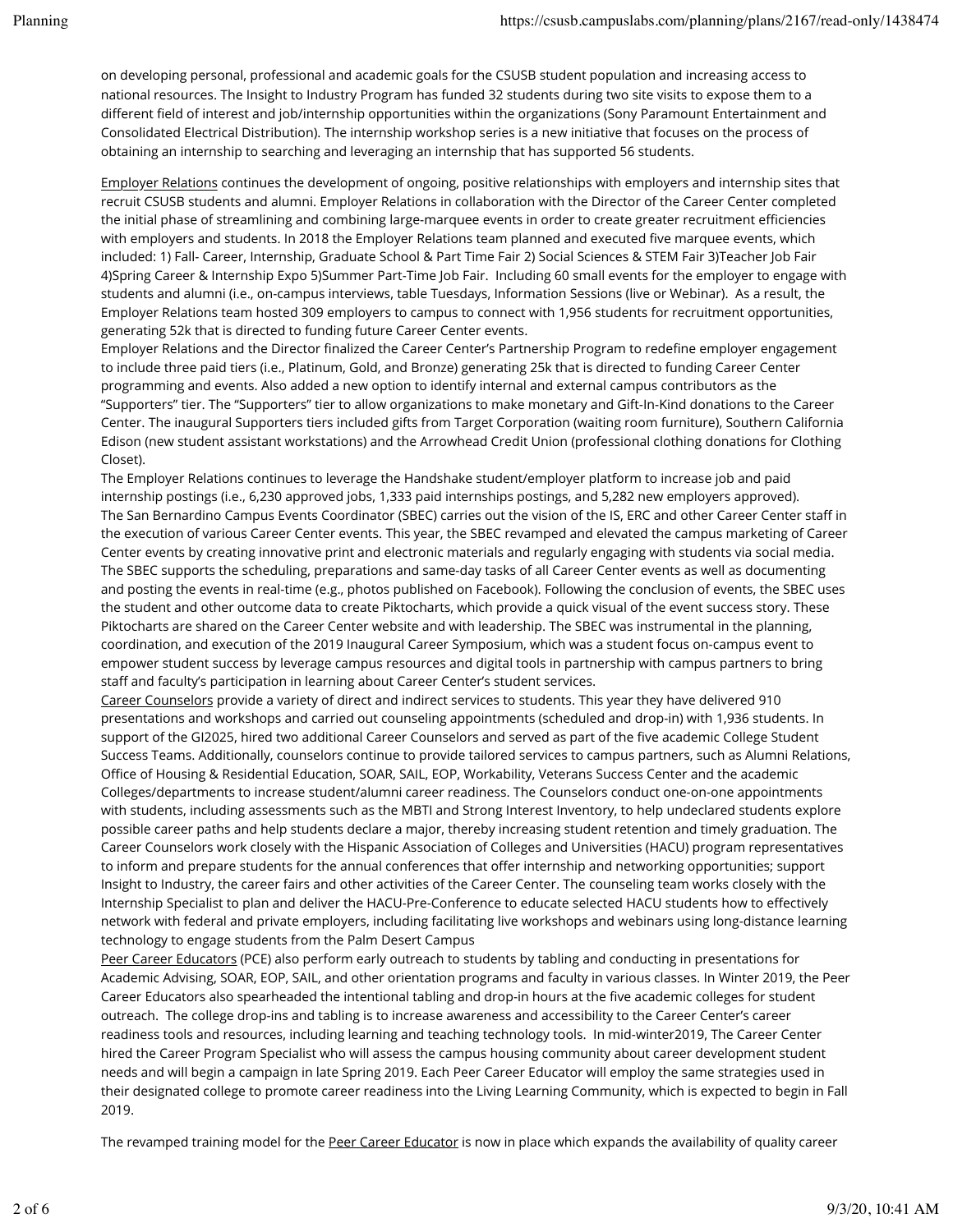on developing personal, professional and academic goals for the CSUSB student population and increasing access to national resources. The Insight to Industry Program has funded 32 students during two site visits to expose them to a different field of interest and job/internship opportunities within the organizations (Sony Paramount Entertainment and Consolidated Electrical Distribution). The internship workshop series is a new initiative that focuses on the process of obtaining an internship to searching and leveraging an internship that has supported 56 students.

Employer Relations continues the development of ongoing, positive relationships with employers and internship sites that recruit CSUSB students and alumni. Employer Relations in collaboration with the Director of the Career Center completed the initial phase of streamlining and combining large-marquee events in order to create greater recruitment efficiencies with employers and students. In 2018 the Employer Relations team planned and executed five marquee events, which included: 1) Fall- Career, Internship, Graduate School & Part Time Fair 2) Social Sciences & STEM Fair 3)Teacher Job Fair 4)Spring Career & Internship Expo 5)Summer Part-Time Job Fair. Including 60 small events for the employer to engage with students and alumni (i.e., on-campus interviews, table Tuesdays, Information Sessions (live or Webinar). As a result, the Employer Relations team hosted 309 employers to campus to connect with 1,956 students for recruitment opportunities, generating 52k that is directed to funding future Career Center events.
Employer Relations and the Director finalized the Career Center's Partnership Program to redefine employer engagement to include three paid tiers (i.e., Platinum, Gold, and Bronze) generating 25k that is directed to funding Career Center programming and events. Also added a new option to identify internal and external campus contributors as the "Supporters" tier. The "Supporters" tier to allow organizations to make monetary and Gift-In-Kind donations to the Career Center. The inaugural Supporters tiers included gifts from Target Corporation (waiting room furniture), Southern California Edison (new student assistant workstations) and the Arrowhead Credit Union (professional clothing donations for Clothing Closet).
The Employer Relations continues to leverage the Handshake student/employer platform to increase job and paid internship postings (i.e., 6,230 approved jobs, 1,333 paid internships postings, and 5,282 new employers approved).
The San Bernardino Campus Events Coordinator (SBEC) carries out the vision of the IS, ERC and other Career Center staff in the execution of various Career Center events. This year, the SBEC revamped and elevated the campus marketing of Career Center events by creating innovative print and electronic materials and regularly engaging with students via social media. The SBEC supports the scheduling, preparations and same-day tasks of all Career Center events as well as documenting and posting the events in real-time (e.g., photos published on Facebook). Following the conclusion of events, the SBEC uses the student and other outcome data to create Piktocharts, which provide a quick visual of the event success story. These Piktocharts are shared on the Career Center website and with leadership. The SBEC was instrumental in the planning, coordination, and execution of the 2019 Inaugural Career Symposium, which was a student focus on-campus event to empower student success by leverage campus resources and digital tools in partnership with campus partners to bring staff and faculty's participation in learning about Career Center's student services.
Career Counselors provide a variety of direct and indirect services to students. This year they have delivered 910 presentations and workshops and carried out counseling appointments (scheduled and drop-in) with 1,936 students. In support of the GI2025, hired two additional Career Counselors and served as part of the five academic College Student Success Teams. Additionally, counselors continue to provide tailored services to campus partners, such as Alumni Relations, Office of Housing & Residential Education, SOAR, SAIL, EOP, Workability, Veterans Success Center and the academic Colleges/departments to increase student/alumni career readiness. The Counselors conduct one-on-one appointments with students, including assessments such as the MBTI and Strong Interest Inventory, to help undeclared students explore possible career paths and help students declare a major, thereby increasing student retention and timely graduation. The Career Counselors work closely with the Hispanic Association of Colleges and Universities (HACU) program representatives to inform and prepare students for the annual conferences that offer internship and networking opportunities; support Insight to Industry, the career fairs and other activities of the Career Center. The counseling team works closely with the Internship Specialist to plan and deliver the HACU-Pre-Conference to educate selected HACU students how to effectively network with federal and private employers, including facilitating live workshops and webinars using long-distance learning technology to engage students from the Palm Desert Campus
Peer Career Educators (PCE) also perform early outreach to students by tabling and conducting in presentations for Academic Advising, SOAR, EOP, SAIL, and other orientation programs and faculty in various classes. In Winter 2019, the Peer Career Educators also spearheaded the intentional tabling and drop-in hours at the five academic colleges for student outreach. The college drop-ins and tabling is to increase awareness and accessibility to the Career Center's career readiness tools and resources, including learning and teaching technology tools. In mid-winter2019, The Career Center hired the Career Program Specialist who will assess the campus housing community about career development student needs and will begin a campaign in late Spring 2019. Each Peer Career Educator will employ the same strategies used in their designated college to promote career readiness into the Living Learning Community, which is expected to begin in Fall 2019.

The revamped training model for the Peer Career Educator is now in place which expands the availability of quality career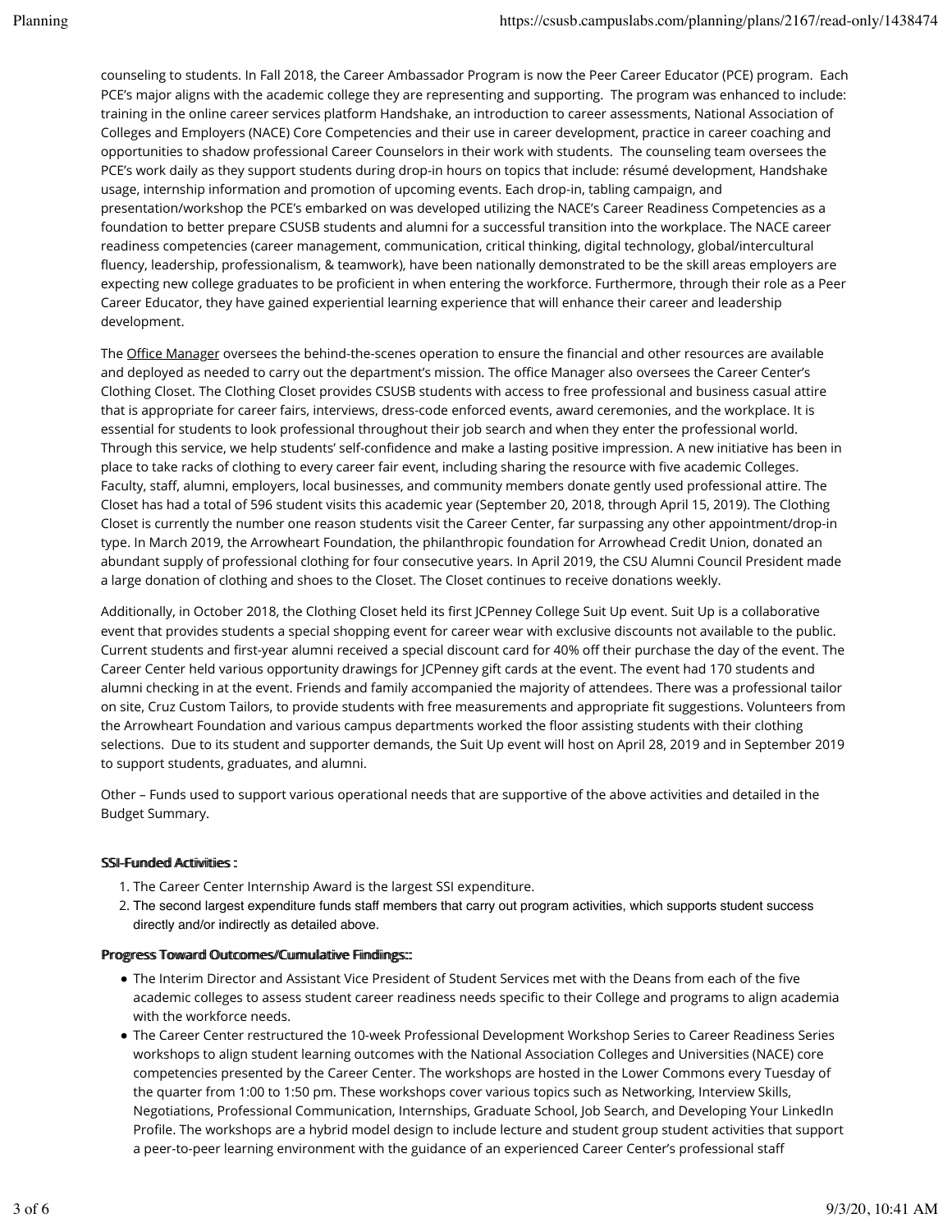counseling to students. In Fall 2018, the Career Ambassador Program is now the Peer Career Educator (PCE) program. Each PCE's major aligns with the academic college they are representing and supporting. The program was enhanced to include: training in the online career services platform Handshake, an introduction to career assessments, National Association of Colleges and Employers (NACE) Core Competencies and their use in career development, practice in career coaching and opportunities to shadow professional Career Counselors in their work with students. The counseling team oversees the PCE's work daily as they support students during drop-in hours on topics that include: résumé development, Handshake usage, internship information and promotion of upcoming events. Each drop-in, tabling campaign, and presentation/workshop the PCE's embarked on was developed utilizing the NACE's Career Readiness Competencies as a foundation to better prepare CSUSB students and alumni for a successful transition into the workplace. The NACE career readiness competencies (career management, communication, critical thinking, digital technology, global/intercultural fluency, leadership, professionalism, & teamwork), have been nationally demonstrated to be the skill areas employers are expecting new college graduates to be proficient in when entering the workforce. Furthermore, through their role as a Peer Career Educator, they have gained experiential learning experience that will enhance their career and leadership development.

The Office Manager oversees the behind-the-scenes operation to ensure the financial and other resources are available and deployed as needed to carry out the department's mission. The office Manager also oversees the Career Center's Clothing Closet. The Clothing Closet provides CSUSB students with access to free professional and business casual attire that is appropriate for career fairs, interviews, dress-code enforced events, award ceremonies, and the workplace. It is essential for students to look professional throughout their job search and when they enter the professional world. Through this service, we help students' self-confidence and make a lasting positive impression. A new initiative has been in place to take racks of clothing to every career fair event, including sharing the resource with five academic Colleges. Faculty, staff, alumni, employers, local businesses, and community members donate gently used professional attire. The Closet has had a total of 596 student visits this academic year (September 20, 2018, through April 15, 2019). The Clothing Closet is currently the number one reason students visit the Career Center, far surpassing any other appointment/drop-in type. In March 2019, the Arrowheart Foundation, the philanthropic foundation for Arrowhead Credit Union, donated an abundant supply of professional clothing for four consecutive years. In April 2019, the CSU Alumni Council President made a large donation of clothing and shoes to the Closet. The Closet continues to receive donations weekly.

Additionally, in October 2018, the Clothing Closet held its first JCPenney College Suit Up event. Suit Up is a collaborative event that provides students a special shopping event for career wear with exclusive discounts not available to the public. Current students and first-year alumni received a special discount card for 40% off their purchase the day of the event. The Career Center held various opportunity drawings for JCPenney gift cards at the event. The event had 170 students and alumni checking in at the event. Friends and family accompanied the majority of attendees. There was a professional tailor on site, Cruz Custom Tailors, to provide students with free measurements and appropriate fit suggestions. Volunteers from the Arrowheart Foundation and various campus departments worked the floor assisting students with their clothing selections. Due to its student and supporter demands, the Suit Up event will host on April 28, 2019 and in September 2019 to support students, graduates, and alumni.

Other – Funds used to support various operational needs that are supportive of the above activities and detailed in the Budget Summary.

**SSI-Funded Activities :**

1. The Career Center Internship Award is the largest SSI expenditure.
2. The second largest expenditure funds staff members that carry out program activities, which supports student success directly and/or indirectly as detailed above.

**Progress Toward Outcomes/Cumulative Findings::**

- The Interim Director and Assistant Vice President of Student Services met with the Deans from each of the five academic colleges to assess student career readiness needs specific to their College and programs to align academia with the workforce needs.
- The Career Center restructured the 10-week Professional Development Workshop Series to Career Readiness Series workshops to align student learning outcomes with the National Association Colleges and Universities (NACE) core competencies presented by the Career Center. The workshops are hosted in the Lower Commons every Tuesday of the quarter from 1:00 to 1:50 pm. These workshops cover various topics such as Networking, Interview Skills, Negotiations, Professional Communication, Internships, Graduate School, Job Search, and Developing Your LinkedIn Profile. The workshops are a hybrid model design to include lecture and student group activities that support a peer-to-peer learning environment with the guidance of an experienced Career Center's professional staff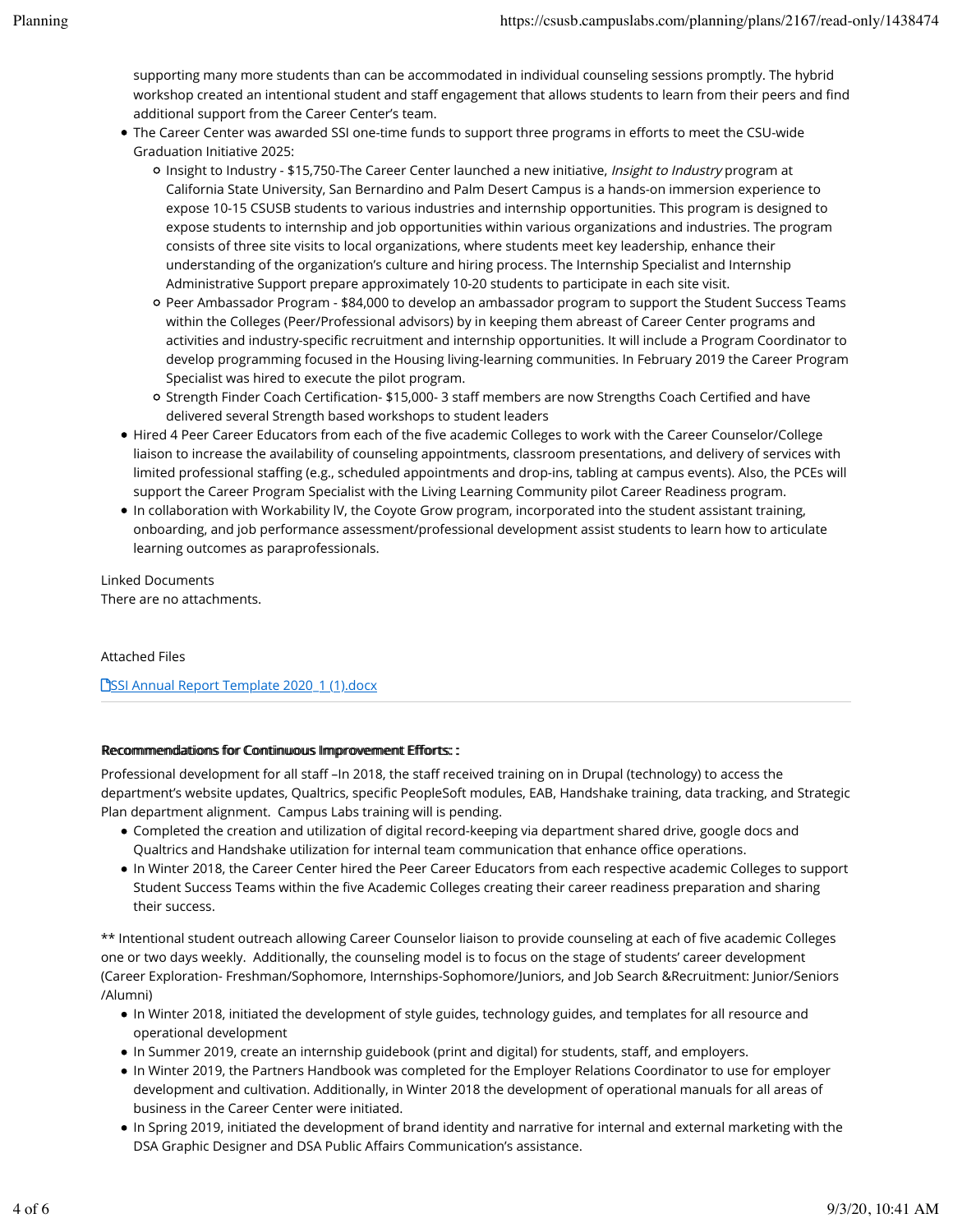supporting many more students than can be accommodated in individual counseling sessions promptly. The hybrid workshop created an intentional student and staff engagement that allows students to learn from their peers and find additional support from the Career Center's team.

- The Career Center was awarded SSI one-time funds to support three programs in efforts to meet the CSU-wide Graduation Initiative 2025:
  - Insight to Industry - $15,750-The Career Center launched a new initiative, *Insight to Industry* program at California State University, San Bernardino and Palm Desert Campus is a hands-on immersion experience to expose 10-15 CSUSB students to various industries and internship opportunities. This program is designed to expose students to internship and job opportunities within various organizations and industries. The program consists of three site visits to local organizations, where students meet key leadership, enhance their understanding of the organization's culture and hiring process. The Internship Specialist and Internship Administrative Support prepare approximately 10-20 students to participate in each site visit.
  - Peer Ambassador Program - $84,000 to develop an ambassador program to support the Student Success Teams within the Colleges (Peer/Professional advisors) by in keeping them abreast of Career Center programs and activities and industry-specific recruitment and internship opportunities. It will include a Program Coordinator to develop programming focused in the Housing living-learning communities. In February 2019 the Career Program Specialist was hired to execute the pilot program.
  - Strength Finder Coach Certification- $15,000- 3 staff members are now Strengths Coach Certified and have delivered several Strength based workshops to student leaders
- Hired 4 Peer Career Educators from each of the five academic Colleges to work with the Career Counselor/College liaison to increase the availability of counseling appointments, classroom presentations, and delivery of services with limited professional staffing (e.g., scheduled appointments and drop-ins, tabling at campus events). Also, the PCEs will support the Career Program Specialist with the Living Learning Community pilot Career Readiness program.
- In collaboration with Workability lV, the Coyote Grow program, incorporated into the student assistant training, onboarding, and job performance assessment/professional development assist students to learn how to articulate learning outcomes as paraprofessionals.

Linked Documents

There are no attachments.

Attached Files

[SSI Annual Report Template 2020_1 (1).docx]

**Recommendations for Continuous Improvement Efforts: :**

Professional development for all staff –In 2018, the staff received training on in Drupal (technology) to access the department's website updates, Qualtrics, specific PeopleSoft modules, EAB, Handshake training, data tracking, and Strategic Plan department alignment. Campus Labs training will is pending.

- Completed the creation and utilization of digital record-keeping via department shared drive, google docs and Qualtrics and Handshake utilization for internal team communication that enhance office operations.
- In Winter 2018, the Career Center hired the Peer Career Educators from each respective academic Colleges to support Student Success Teams within the five Academic Colleges creating their career readiness preparation and sharing their success.

** Intentional student outreach allowing Career Counselor liaison to provide counseling at each of five academic Colleges one or two days weekly. Additionally, the counseling model is to focus on the stage of students' career development (Career Exploration- Freshman/Sophomore, Internships-Sophomore/Juniors, and Job Search &Recruitment: Junior/Seniors /Alumni)

- In Winter 2018, initiated the development of style guides, technology guides, and templates for all resource and operational development
- In Summer 2019, create an internship guidebook (print and digital) for students, staff, and employers.
- In Winter 2019, the Partners Handbook was completed for the Employer Relations Coordinator to use for employer development and cultivation. Additionally, in Winter 2018 the development of operational manuals for all areas of business in the Career Center were initiated.
- In Spring 2019, initiated the development of brand identity and narrative for internal and external marketing with the DSA Graphic Designer and DSA Public Affairs Communication's assistance.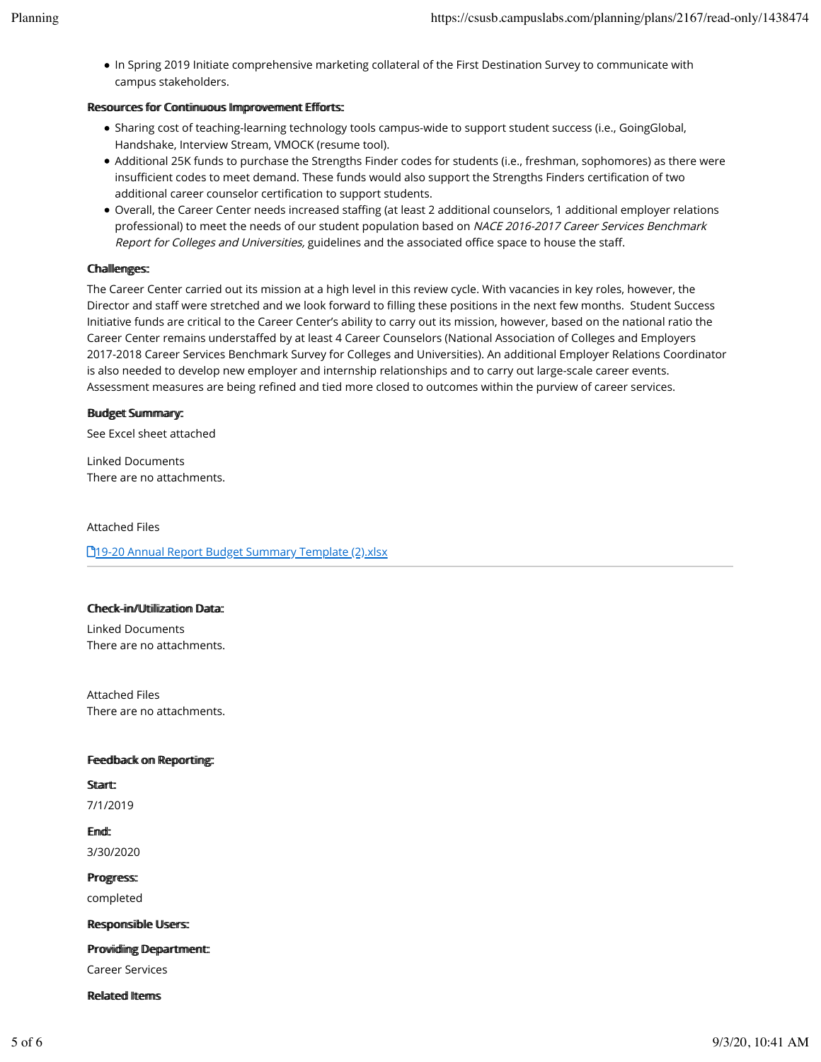- In Spring 2019 Initiate comprehensive marketing collateral of the First Destination Survey to communicate with campus stakeholders.

**Resources for Continuous Improvement Efforts:**

- Sharing cost of teaching-learning technology tools campus-wide to support student success (i.e., GoingGlobal, Handshake, Interview Stream, VMOCK (resume tool).
- Additional 25K funds to purchase the Strengths Finder codes for students (i.e., freshman, sophomores) as there were insufficient codes to meet demand. These funds would also support the Strengths Finders certification of two additional career counselor certification to support students.
- Overall, the Career Center needs increased staffing (at least 2 additional counselors, 1 additional employer relations professional) to meet the needs of our student population based on *NACE 2016-2017 Career Services Benchmark Report for Colleges and Universities,* guidelines and the associated office space to house the staff.

**Challenges:**

The Career Center carried out its mission at a high level in this review cycle. With vacancies in key roles, however, the Director and staff were stretched and we look forward to filling these positions in the next few months. Student Success Initiative funds are critical to the Career Center's ability to carry out its mission, however, based on the national ratio the Career Center remains understaffed by at least 4 Career Counselors (National Association of Colleges and Employers 2017-2018 Career Services Benchmark Survey for Colleges and Universities). An additional Employer Relations Coordinator is also needed to develop new employer and internship relationships and to carry out large-scale career events. Assessment measures are being refined and tied more closed to outcomes within the purview of career services.

**Budget Summary:**

See Excel sheet attached

Linked Documents
There are no attachments.

Attached Files

[19-20 Annual Report Budget Summary Template (2).xlsx]

---

**Check-in/Utilization Data:**

Linked Documents
There are no attachments.

Attached Files
There are no attachments.

**Feedback on Reporting:**

**Start:**

7/1/2019

**End:**

3/30/2020

**Progress:**

completed

**Responsible Users:**

**Providing Department:**

Career Services

**Related Items**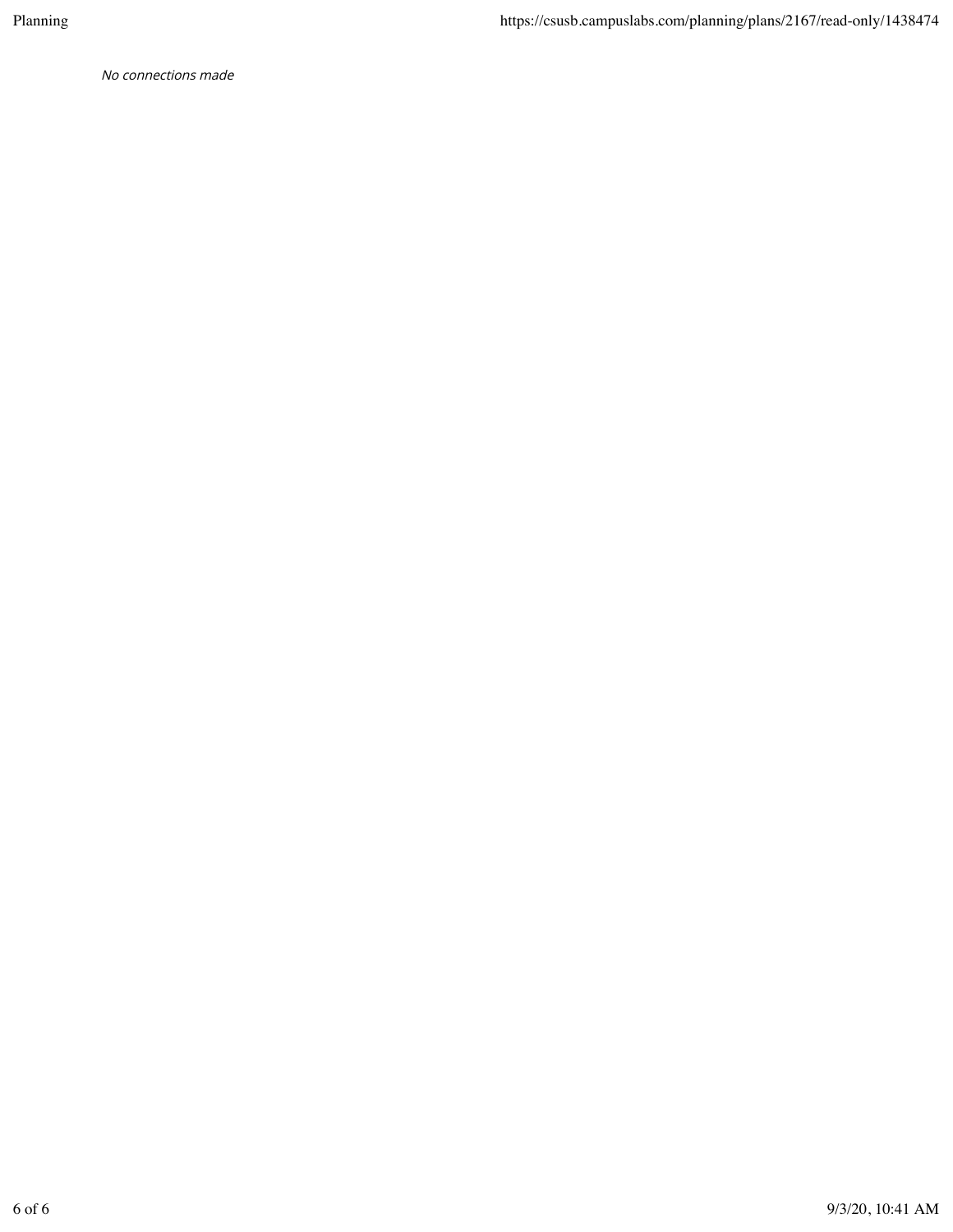*No connections made*